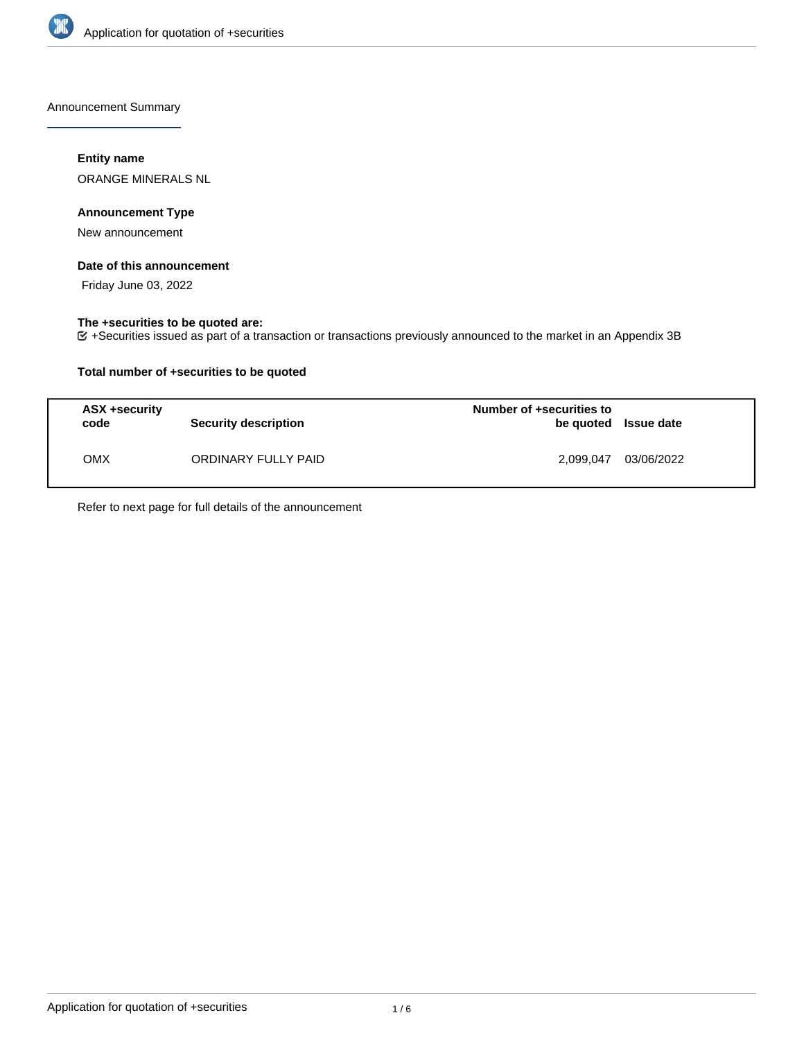Announcement Summary

**Entity name**

ORANGE MINERALS NL

**Announcement Type**

New announcement

**Date of this announcement**

Friday June 03, 2022

**The +securities to be quoted are:**

+Securities issued as part of a transaction or transactions previously announced to the market in an Appendix 3B

**Total number of +securities to be quoted**

| ASX +security code | Security description | Number of +securities to be quoted | Issue date |
| --- | --- | --- | --- |
| OMX | ORDINARY FULLY PAID | 2,099,047 | 03/06/2022 |

Refer to next page for full details of the announcement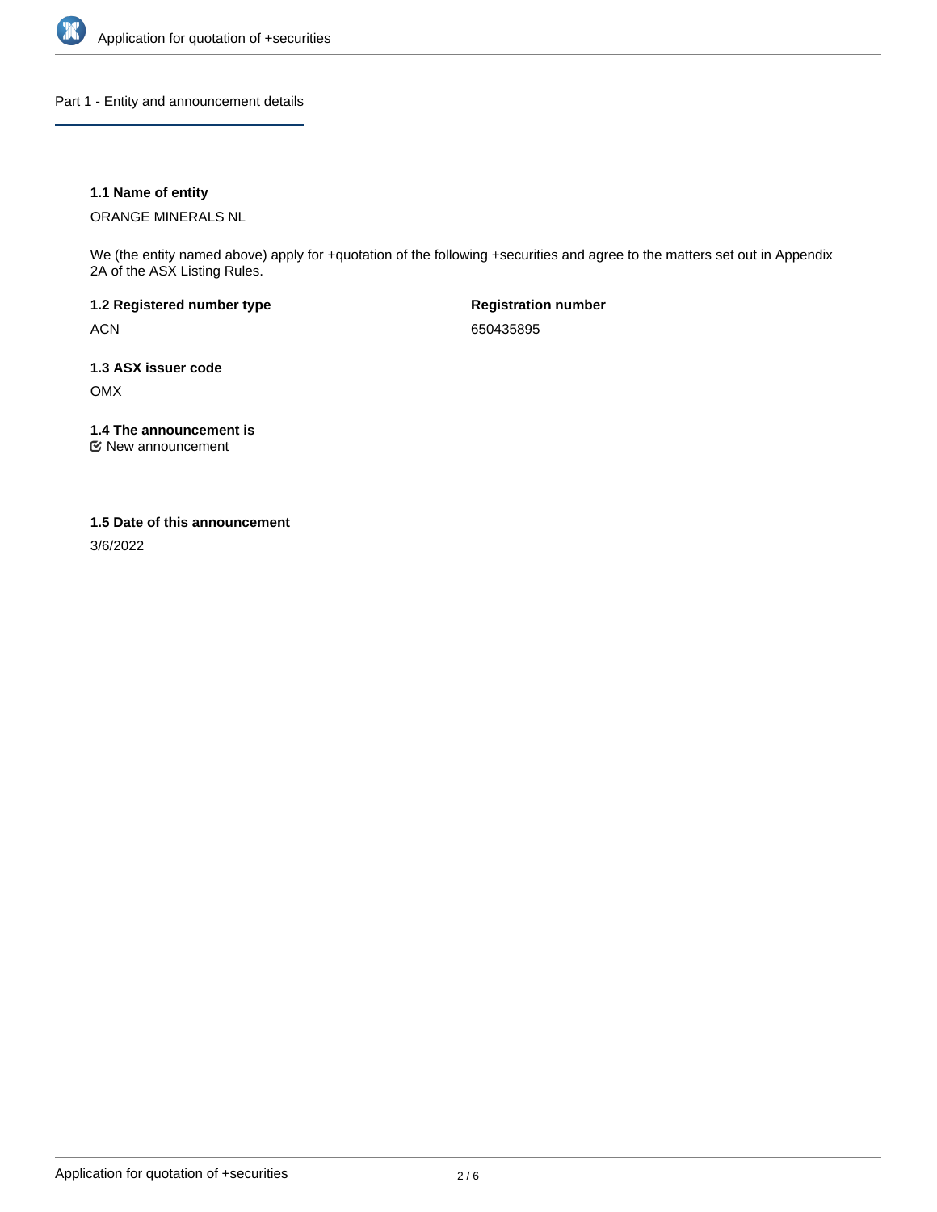## Part 1 - Entity and announcement details

**1.1 Name of entity**

ORANGE MINERALS NL

We (the entity named above) apply for +quotation of the following +securities and agree to the matters set out in Appendix 2A of the ASX Listing Rules.

**1.2 Registered number type**

ACN

**Registration number**

650435895

**1.3 ASX issuer code**

OMX

**1.4 The announcement is**

☑ New announcement

**1.5 Date of this announcement**

3/6/2022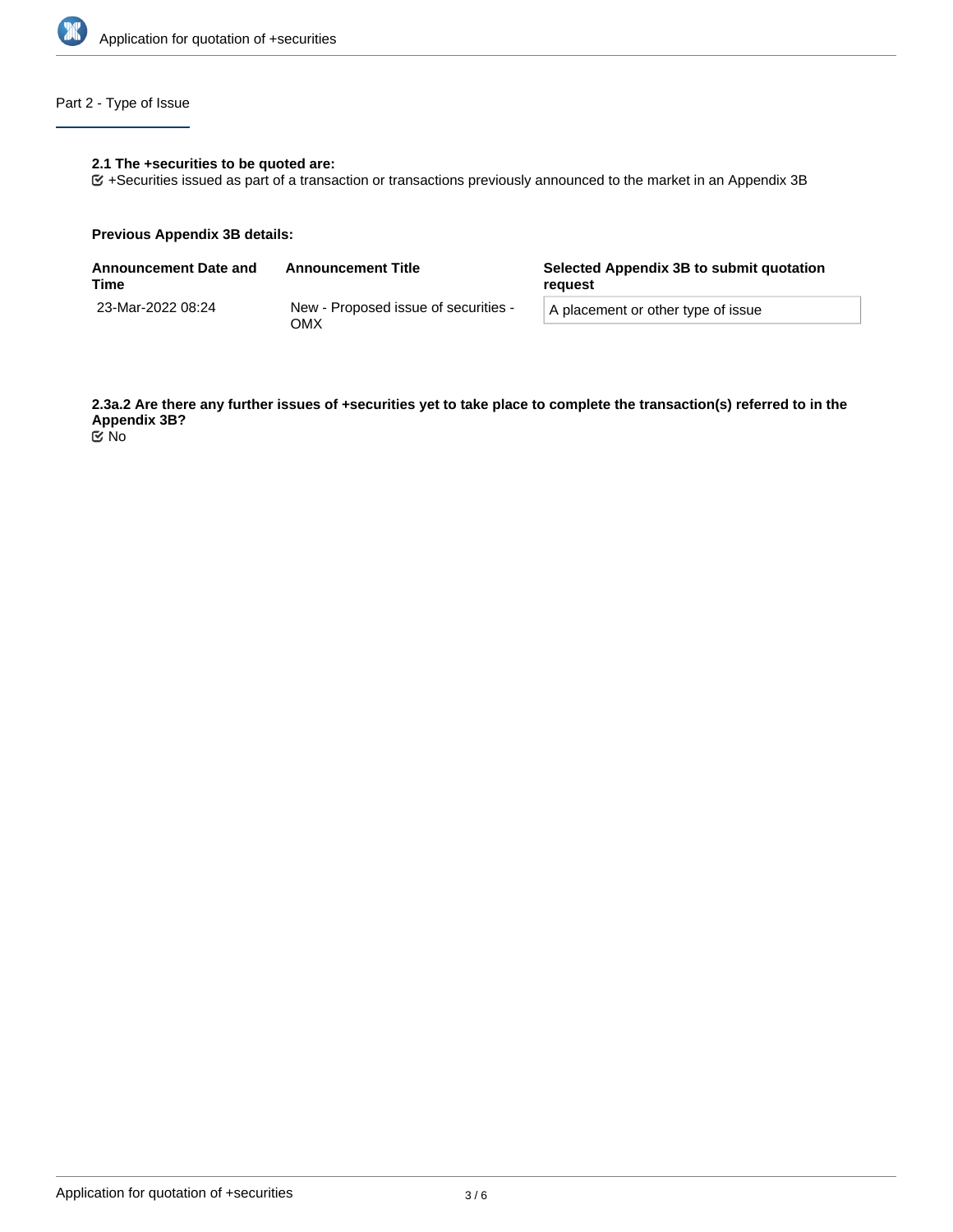## Part 2 - Type of Issue

**2.1 The +securities to be quoted are:**

☑ +Securities issued as part of a transaction or transactions previously announced to the market in an Appendix 3B

**Previous Appendix 3B details:**

| Announcement Date and Time | Announcement Title | Selected Appendix 3B to submit quotation request |
| --- | --- | --- |
| 23-Mar-2022 08:24 | New - Proposed issue of securities - OMX | A placement or other type of issue |

**2.3a.2 Are there any further issues of +securities yet to take place to complete the transaction(s) referred to in the Appendix 3B?**

☑ No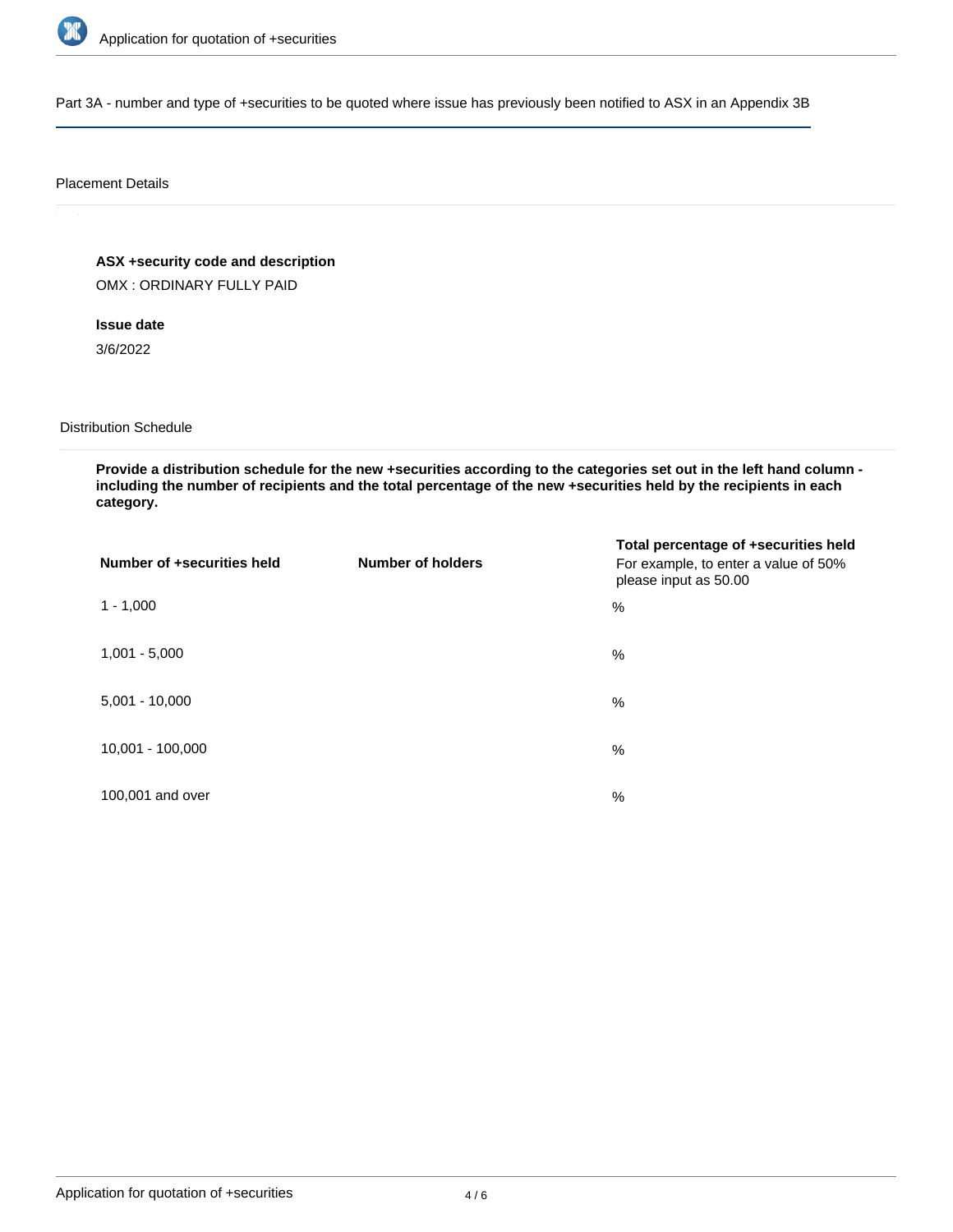Part 3A - number and type of +securities to be quoted where issue has previously been notified to ASX in an Appendix 3B

Placement Details

**ASX +security code and description**

OMX : ORDINARY FULLY PAID

**Issue date**

3/6/2022

Distribution Schedule

**Provide a distribution schedule for the new +securities according to the categories set out in the left hand column - including the number of recipients and the total percentage of the new +securities held by the recipients in each category.**

| Number of +securities held | Number of holders | Total percentage of +securities held<br>For example, to enter a value of 50% please input as 50.00 |
|---|---|---|
| 1 - 1,000 | | % |
| 1,001 - 5,000 | | % |
| 5,001 - 10,000 | | % |
| 10,001 - 100,000 | | % |
| 100,001 and over | | % |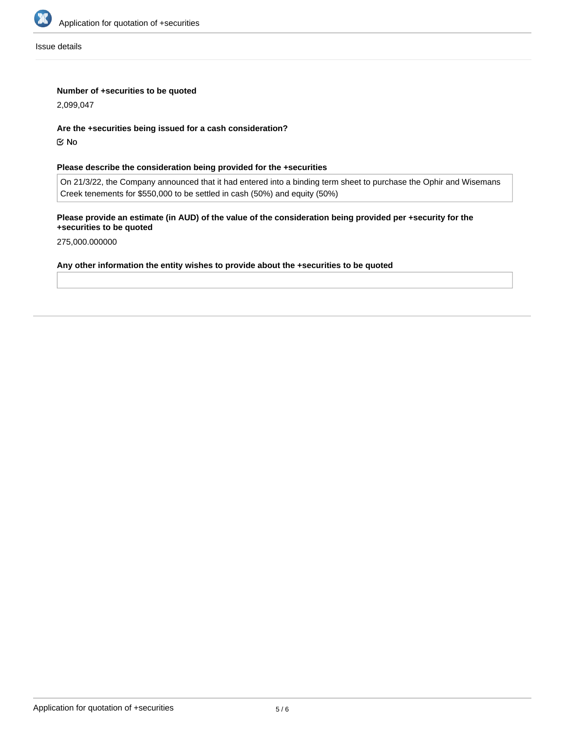Issue details

**Number of +securities to be quoted**

2,099,047

**Are the +securities being issued for a cash consideration?**

☑ No

**Please describe the consideration being provided for the +securities**

On 21/3/22, the Company announced that it had entered into a binding term sheet to purchase the Ophir and Wisemans Creek tenements for $550,000 to be settled in cash (50%) and equity (50%)

**Please provide an estimate (in AUD) of the value of the consideration being provided per +security for the +securities to be quoted**

275,000.000000

**Any other information the entity wishes to provide about the +securities to be quoted**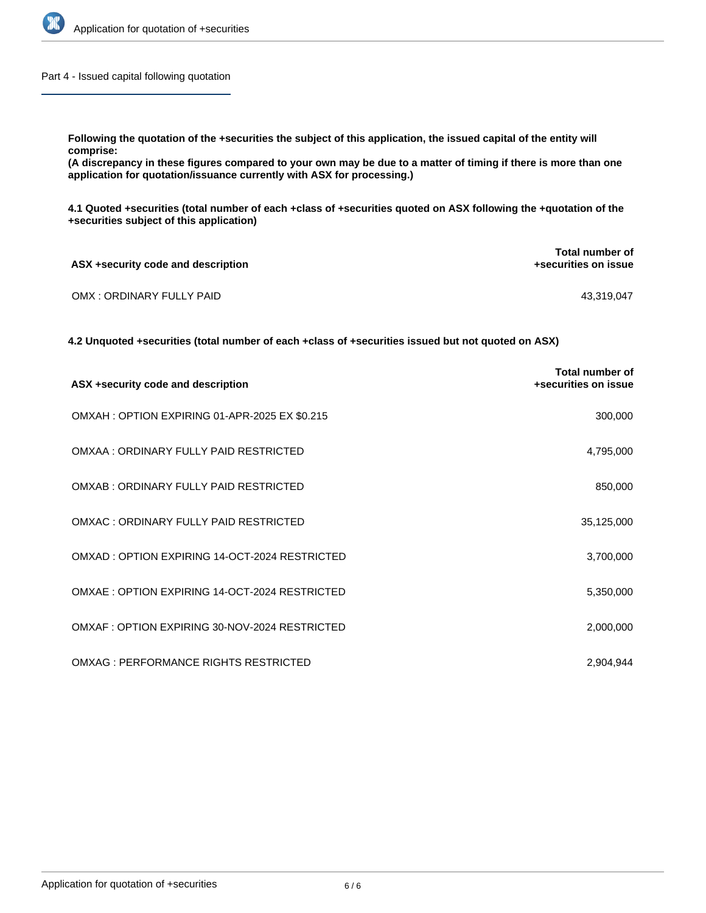## Part 4 - Issued capital following quotation

**Following the quotation of the +securities the subject of this application, the issued capital of the entity will comprise:**
**(A discrepancy in these figures compared to your own may be due to a matter of timing if there is more than one application for quotation/issuance currently with ASX for processing.)**

**4.1 Quoted +securities (total number of each +class of +securities quoted on ASX following the +quotation of the +securities subject of this application)**

| ASX +security code and description | Total number of +securities on issue |
|---|---|
| OMX : ORDINARY FULLY PAID | 43,319,047 |

**4.2 Unquoted +securities (total number of each +class of +securities issued but not quoted on ASX)**

| ASX +security code and description | Total number of +securities on issue |
|---|---|
| OMXAH : OPTION EXPIRING 01-APR-2025 EX $0.215 | 300,000 |
| OMXAA : ORDINARY FULLY PAID RESTRICTED | 4,795,000 |
| OMXAB : ORDINARY FULLY PAID RESTRICTED | 850,000 |
| OMXAC : ORDINARY FULLY PAID RESTRICTED | 35,125,000 |
| OMXAD : OPTION EXPIRING 14-OCT-2024 RESTRICTED | 3,700,000 |
| OMXAE : OPTION EXPIRING 14-OCT-2024 RESTRICTED | 5,350,000 |
| OMXAF : OPTION EXPIRING 30-NOV-2024 RESTRICTED | 2,000,000 |
| OMXAG : PERFORMANCE RIGHTS RESTRICTED | 2,904,944 |